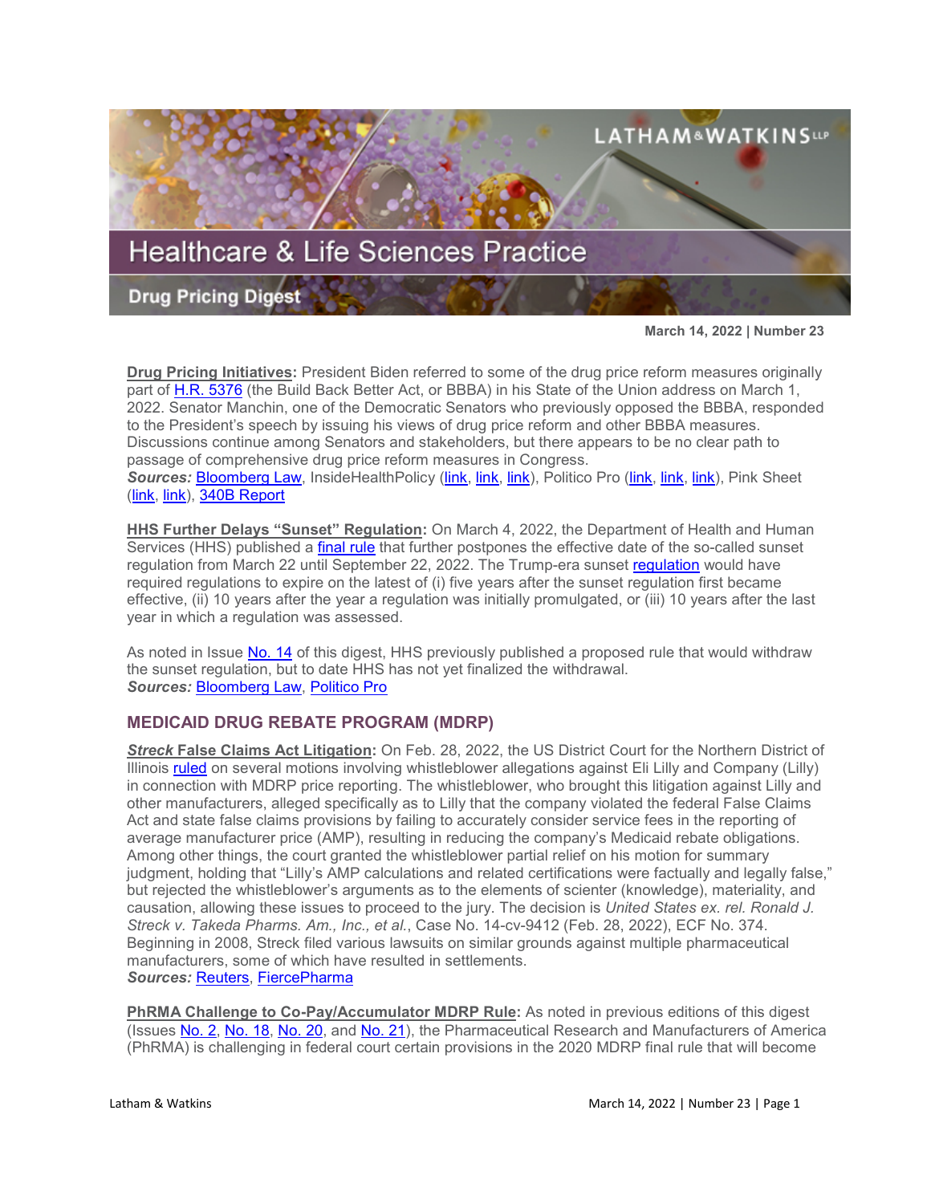# Healthcare & Life Sciences Practice

## Drug Pricing Digest

**March 14, 2022 | Number 23**

**Drug Pricing Initiatives:** President Biden referred to some of the drug price reform measures originally part of H.R. 5376 (the Build Back Better Act, or BBBA) in his State of the Union address on March 1, 2022. Senator Manchin, one of the Democratic Senators who previously opposed the BBBA, responded to the President's speech by issuing his views of drug price reform and other BBBA measures. Discussions continue among Senators and stakeholders, but there appears to be no clear path to passage of comprehensive drug price reform measures in Congress.
***Sources:*** Bloomberg Law, InsideHealthPolicy (link, link, link), Politico Pro (link, link, link), Pink Sheet (link, link), 340B Report

**HHS Further Delays "Sunset" Regulation:** On March 4, 2022, the Department of Health and Human Services (HHS) published a final rule that further postpones the effective date of the so-called sunset regulation from March 22 until September 22, 2022. The Trump-era sunset regulation would have required regulations to expire on the latest of (i) five years after the sunset regulation first became effective, (ii) 10 years after the year a regulation was initially promulgated, or (iii) 10 years after the last year in which a regulation was assessed.

As noted in Issue No. 14 of this digest, HHS previously published a proposed rule that would withdraw the sunset regulation, but to date HHS has not yet finalized the withdrawal.
***Sources:*** Bloomberg Law, Politico Pro

## MEDICAID DRUG REBATE PROGRAM (MDRP)

***Streck* False Claims Act Litigation:** On Feb. 28, 2022, the US District Court for the Northern District of Illinois ruled on several motions involving whistleblower allegations against Eli Lilly and Company (Lilly) in connection with MDRP price reporting. The whistleblower, who brought this litigation against Lilly and other manufacturers, alleged specifically as to Lilly that the company violated the federal False Claims Act and state false claims provisions by failing to accurately consider service fees in the reporting of average manufacturer price (AMP), resulting in reducing the company's Medicaid rebate obligations. Among other things, the court granted the whistleblower partial relief on his motion for summary judgment, holding that "Lilly's AMP calculations and related certifications were factually and legally false," but rejected the whistleblower's arguments as to the elements of scienter (knowledge), materiality, and causation, allowing these issues to proceed to the jury. The decision is *United States ex. rel. Ronald J. Streck v. Takeda Pharms. Am., Inc., et al.*, Case No. 14-cv-9412 (Feb. 28, 2022), ECF No. 374. Beginning in 2008, Streck filed various lawsuits on similar grounds against multiple pharmaceutical manufacturers, some of which have resulted in settlements.
***Sources:*** Reuters, FiercePharma

**PhRMA Challenge to Co-Pay/Accumulator MDRP Rule:** As noted in previous editions of this digest (Issues No. 2, No. 18, No. 20, and No. 21), the Pharmaceutical Research and Manufacturers of America (PhRMA) is challenging in federal court certain provisions in the 2020 MDRP final rule that will become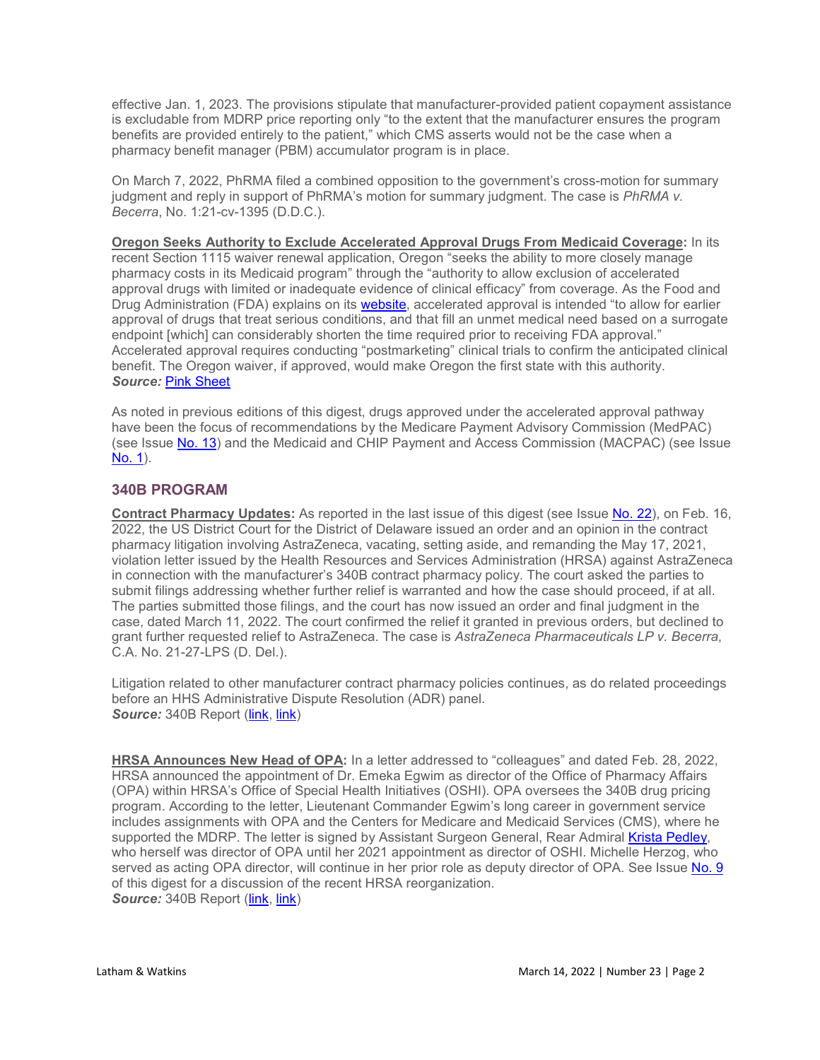effective Jan. 1, 2023. The provisions stipulate that manufacturer-provided patient copayment assistance is excludable from MDRP price reporting only "to the extent that the manufacturer ensures the program benefits are provided entirely to the patient," which CMS asserts would not be the case when a pharmacy benefit manager (PBM) accumulator program is in place.

On March 7, 2022, PhRMA filed a combined opposition to the government's cross-motion for summary judgment and reply in support of PhRMA's motion for summary judgment. The case is *PhRMA v. Becerra*, No. 1:21-cv-1395 (D.D.C.).

**Oregon Seeks Authority to Exclude Accelerated Approval Drugs From Medicaid Coverage:** In its recent Section 1115 waiver renewal application, Oregon "seeks the ability to more closely manage pharmacy costs in its Medicaid program" through the "authority to allow exclusion of accelerated approval drugs with limited or inadequate evidence of clinical efficacy" from coverage. As the Food and Drug Administration (FDA) explains on its website, accelerated approval is intended "to allow for earlier approval of drugs that treat serious conditions, and that fill an unmet medical need based on a surrogate endpoint [which] can considerably shorten the time required prior to receiving FDA approval." Accelerated approval requires conducting "postmarketing" clinical trials to confirm the anticipated clinical benefit. The Oregon waiver, if approved, would make Oregon the first state with this authority.
***Source:*** Pink Sheet

As noted in previous editions of this digest, drugs approved under the accelerated approval pathway have been the focus of recommendations by the Medicare Payment Advisory Commission (MedPAC) (see Issue No. 13) and the Medicaid and CHIP Payment and Access Commission (MACPAC) (see Issue No. 1).

## 340B PROGRAM

**Contract Pharmacy Updates:** As reported in the last issue of this digest (see Issue No. 22), on Feb. 16, 2022, the US District Court for the District of Delaware issued an order and an opinion in the contract pharmacy litigation involving AstraZeneca, vacating, setting aside, and remanding the May 17, 2021, violation letter issued by the Health Resources and Services Administration (HRSA) against AstraZeneca in connection with the manufacturer's 340B contract pharmacy policy. The court asked the parties to submit filings addressing whether further relief is warranted and how the case should proceed, if at all. The parties submitted those filings, and the court has now issued an order and final judgment in the case, dated March 11, 2022. The court confirmed the relief it granted in previous orders, but declined to grant further requested relief to AstraZeneca. The case is *AstraZeneca Pharmaceuticals LP v. Becerra*, C.A. No. 21-27-LPS (D. Del.).

Litigation related to other manufacturer contract pharmacy policies continues, as do related proceedings before an HHS Administrative Dispute Resolution (ADR) panel.
***Source:*** 340B Report (link, link)

**HRSA Announces New Head of OPA:** In a letter addressed to "colleagues" and dated Feb. 28, 2022, HRSA announced the appointment of Dr. Emeka Egwim as director of the Office of Pharmacy Affairs (OPA) within HRSA's Office of Special Health Initiatives (OSHI). OPA oversees the 340B drug pricing program. According to the letter, Lieutenant Commander Egwim's long career in government service includes assignments with OPA and the Centers for Medicare and Medicaid Services (CMS), where he supported the MDRP. The letter is signed by Assistant Surgeon General, Rear Admiral Krista Pedley, who herself was director of OPA until her 2021 appointment as director of OSHI. Michelle Herzog, who served as acting OPA director, will continue in her prior role as deputy director of OPA. See Issue No. 9 of this digest for a discussion of the recent HRSA reorganization.
***Source:*** 340B Report (link, link)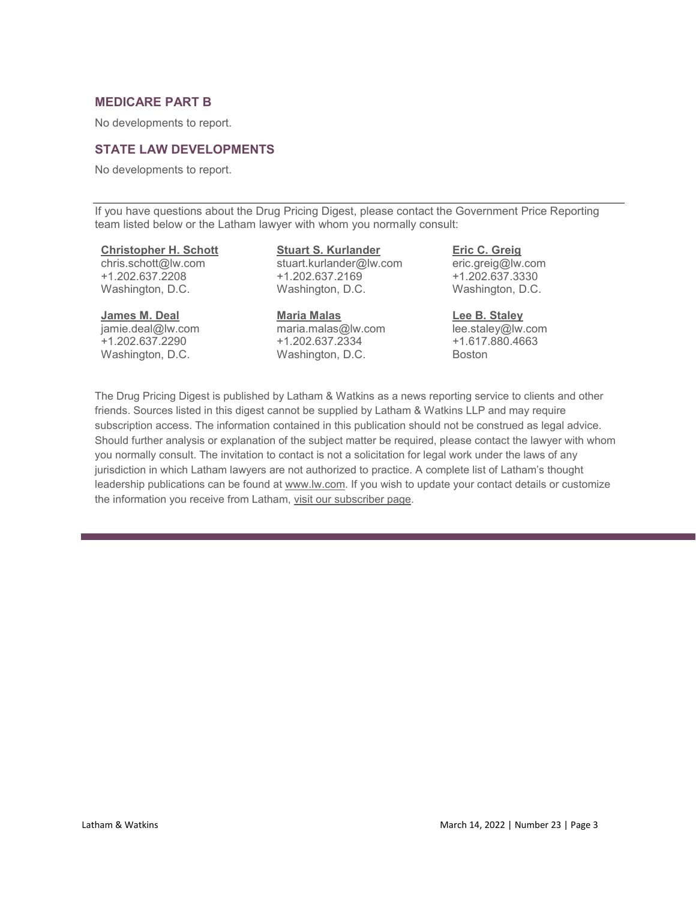## MEDICARE PART B

No developments to report.

## STATE LAW DEVELOPMENTS

No developments to report.

---

If you have questions about the Drug Pricing Digest, please contact the Government Price Reporting team listed below or the Latham lawyer with whom you normally consult:

**Christopher H. Schott**
chris.schott@lw.com
+1.202.637.2208
Washington, D.C.

**Stuart S. Kurlander**
stuart.kurlander@lw.com
+1.202.637.2169
Washington, D.C.

**Eric C. Greig**
eric.greig@lw.com
+1.202.637.3330
Washington, D.C.

**James M. Deal**
jamie.deal@lw.com
+1.202.637.2290
Washington, D.C.

**Maria Malas**
maria.malas@lw.com
+1.202.637.2334
Washington, D.C.

**Lee B. Staley**
lee.staley@lw.com
+1.617.880.4663
Boston

The Drug Pricing Digest is published by Latham & Watkins as a news reporting service to clients and other friends. Sources listed in this digest cannot be supplied by Latham & Watkins LLP and may require subscription access. The information contained in this publication should not be construed as legal advice. Should further analysis or explanation of the subject matter be required, please contact the lawyer with whom you normally consult. The invitation to contact is not a solicitation for legal work under the laws of any jurisdiction in which Latham lawyers are not authorized to practice. A complete list of Latham's thought leadership publications can be found at www.lw.com. If you wish to update your contact details or customize the information you receive from Latham, visit our subscriber page.